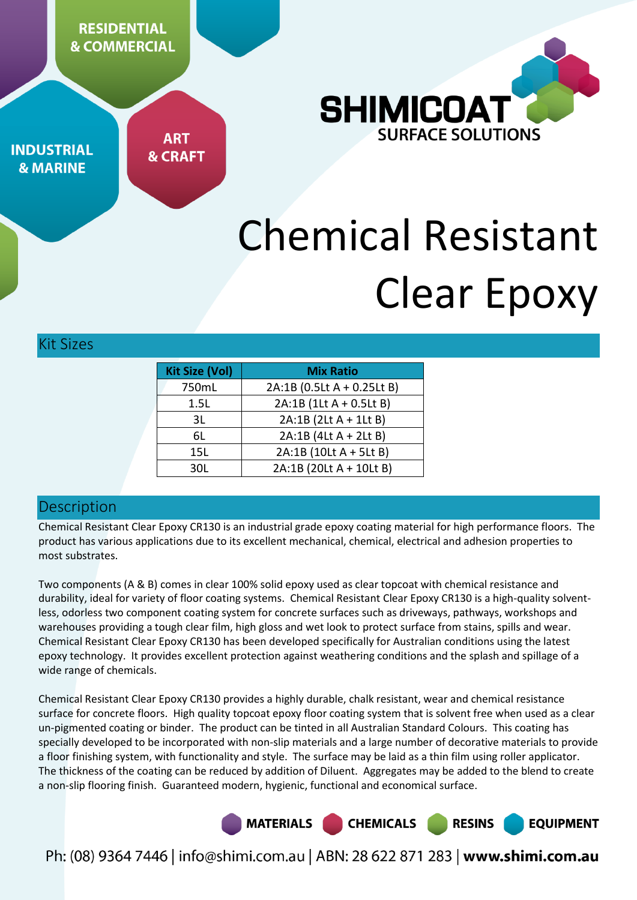RESIDENTIAL & COMMERCIAL

INDUSTRIAL & MARINE

ART & CRAFT

SHIMICOAT SURFACE SOLUTIONS

# Chemical Resistant Clear Epoxy

## Kit Sizes

| Kit Size (Vol) | Mix Ratio |
|---|---|
| 750mL | 2A:1B (0.5Lt A + 0.25Lt B) |
| 1.5L | 2A:1B (1Lt A + 0.5Lt B) |
| 3L | 2A:1B (2Lt A + 1Lt B) |
| 6L | 2A:1B (4Lt A + 2Lt B) |
| 15L | 2A:1B (10Lt A + 5Lt B) |
| 30L | 2A:1B (20Lt A + 10Lt B) |

## Description

Chemical Resistant Clear Epoxy CR130 is an industrial grade epoxy coating material for high performance floors. The product has various applications due to its excellent mechanical, chemical, electrical and adhesion properties to most substrates.

Two components (A & B) comes in clear 100% solid epoxy used as clear topcoat with chemical resistance and durability, ideal for variety of floor coating systems. Chemical Resistant Clear Epoxy CR130 is a high-quality solvent-less, odorless two component coating system for concrete surfaces such as driveways, pathways, workshops and warehouses providing a tough clear film, high gloss and wet look to protect surface from stains, spills and wear. Chemical Resistant Clear Epoxy CR130 has been developed specifically for Australian conditions using the latest epoxy technology. It provides excellent protection against weathering conditions and the splash and spillage of a wide range of chemicals.

Chemical Resistant Clear Epoxy CR130 provides a highly durable, chalk resistant, wear and chemical resistance surface for concrete floors. High quality topcoat epoxy floor coating system that is solvent free when used as a clear un-pigmented coating or binder. The product can be tinted in all Australian Standard Colours. This coating has specially developed to be incorporated with non-slip materials and a large number of decorative materials to provide a floor finishing system, with functionality and style. The surface may be laid as a thin film using roller applicator. The thickness of the coating can be reduced by addition of Diluent. Aggregates may be added to the blend to create a non-slip flooring finish. Guaranteed modern, hygienic, functional and economical surface.

MATERIALS CHEMICALS RESINS EQUIPMENT

Ph: (08) 9364 7446 | info@shimi.com.au | ABN: 28 622 871 283 | **www.shimi.com.au**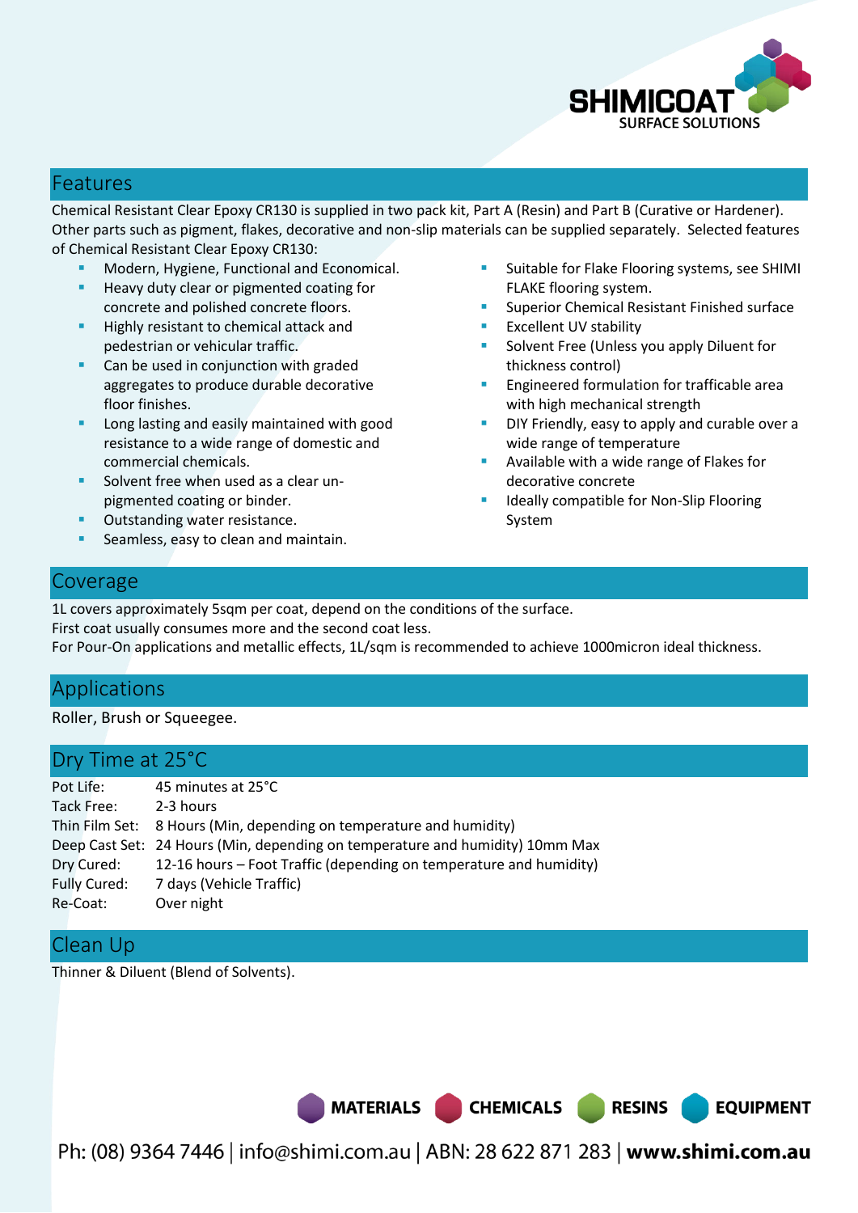## Features

Chemical Resistant Clear Epoxy CR130 is supplied in two pack kit, Part A (Resin) and Part B (Curative or Hardener). Other parts such as pigment, flakes, decorative and non-slip materials can be supplied separately. Selected features of Chemical Resistant Clear Epoxy CR130:

- Modern, Hygiene, Functional and Economical.
- Heavy duty clear or pigmented coating for concrete and polished concrete floors.
- Highly resistant to chemical attack and pedestrian or vehicular traffic.
- Can be used in conjunction with graded aggregates to produce durable decorative floor finishes.
- Long lasting and easily maintained with good resistance to a wide range of domestic and commercial chemicals.
- Solvent free when used as a clear un-pigmented coating or binder.
- Outstanding water resistance.
- Seamless, easy to clean and maintain.
- Suitable for Flake Flooring systems, see SHIMI FLAKE flooring system.
- Superior Chemical Resistant Finished surface
- Excellent UV stability
- Solvent Free (Unless you apply Diluent for thickness control)
- Engineered formulation for trafficable area with high mechanical strength
- DIY Friendly, easy to apply and curable over a wide range of temperature
- Available with a wide range of Flakes for decorative concrete
- Ideally compatible for Non-Slip Flooring System

## Coverage

1L covers approximately 5sqm per coat, depend on the conditions of the surface.
First coat usually consumes more and the second coat less.
For Pour-On applications and metallic effects, 1L/sqm is recommended to achieve 1000micron ideal thickness.

## Applications

Roller, Brush or Squeegee.

## Dry Time at 25°C

| | |
|---|---|
| Pot Life: | 45 minutes at 25°C |
| Tack Free: | 2-3 hours |
| Thin Film Set: | 8 Hours (Min, depending on temperature and humidity) |
| Deep Cast Set: | 24 Hours (Min, depending on temperature and humidity) 10mm Max |
| Dry Cured: | 12-16 hours – Foot Traffic (depending on temperature and humidity) |
| Fully Cured: | 7 days (Vehicle Traffic) |
| Re-Coat: | Over night |

## Clean Up

Thinner & Diluent (Blend of Solvents).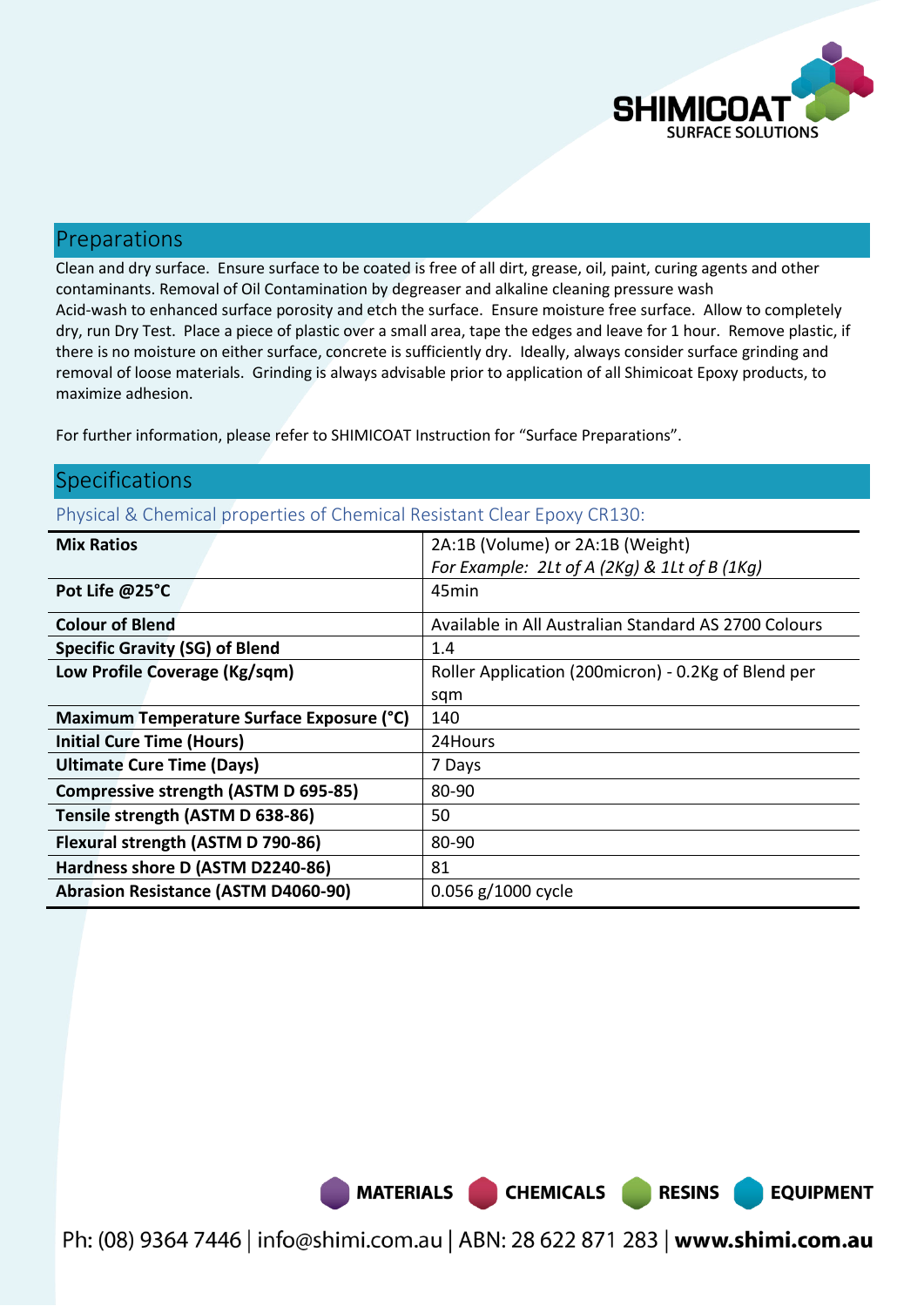## Preparations

Clean and dry surface. Ensure surface to be coated is free of all dirt, grease, oil, paint, curing agents and other contaminants. Removal of Oil Contamination by degreaser and alkaline cleaning pressure wash Acid-wash to enhanced surface porosity and etch the surface. Ensure moisture free surface. Allow to completely dry, run Dry Test. Place a piece of plastic over a small area, tape the edges and leave for 1 hour. Remove plastic, if there is no moisture on either surface, concrete is sufficiently dry. Ideally, always consider surface grinding and removal of loose materials. Grinding is always advisable prior to application of all Shimicoat Epoxy products, to maximize adhesion.

For further information, please refer to SHIMICOAT Instruction for "Surface Preparations".

## Specifications

### Physical & Chemical properties of Chemical Resistant Clear Epoxy CR130:

| | |
|---|---|
| **Mix Ratios** | 2A:1B (Volume) or 2A:1B (Weight)<br>*For Example: 2Lt of A (2Kg) & 1Lt of B (1Kg)* |
| **Pot Life @25°C** | 45min |
| **Colour of Blend** | Available in All Australian Standard AS 2700 Colours |
| **Specific Gravity (SG) of Blend** | 1.4 |
| **Low Profile Coverage (Kg/sqm)** | Roller Application (200micron) - 0.2Kg of Blend per sqm |
| **Maximum Temperature Surface Exposure (°C)** | 140 |
| **Initial Cure Time (Hours)** | 24Hours |
| **Ultimate Cure Time (Days)** | 7 Days |
| **Compressive strength (ASTM D 695-85)** | 80-90 |
| **Tensile strength (ASTM D 638-86)** | 50 |
| **Flexural strength (ASTM D 790-86)** | 80-90 |
| **Hardness shore D (ASTM D2240-86)** | 81 |
| **Abrasion Resistance (ASTM D4060-90)** | 0.056 g/1000 cycle |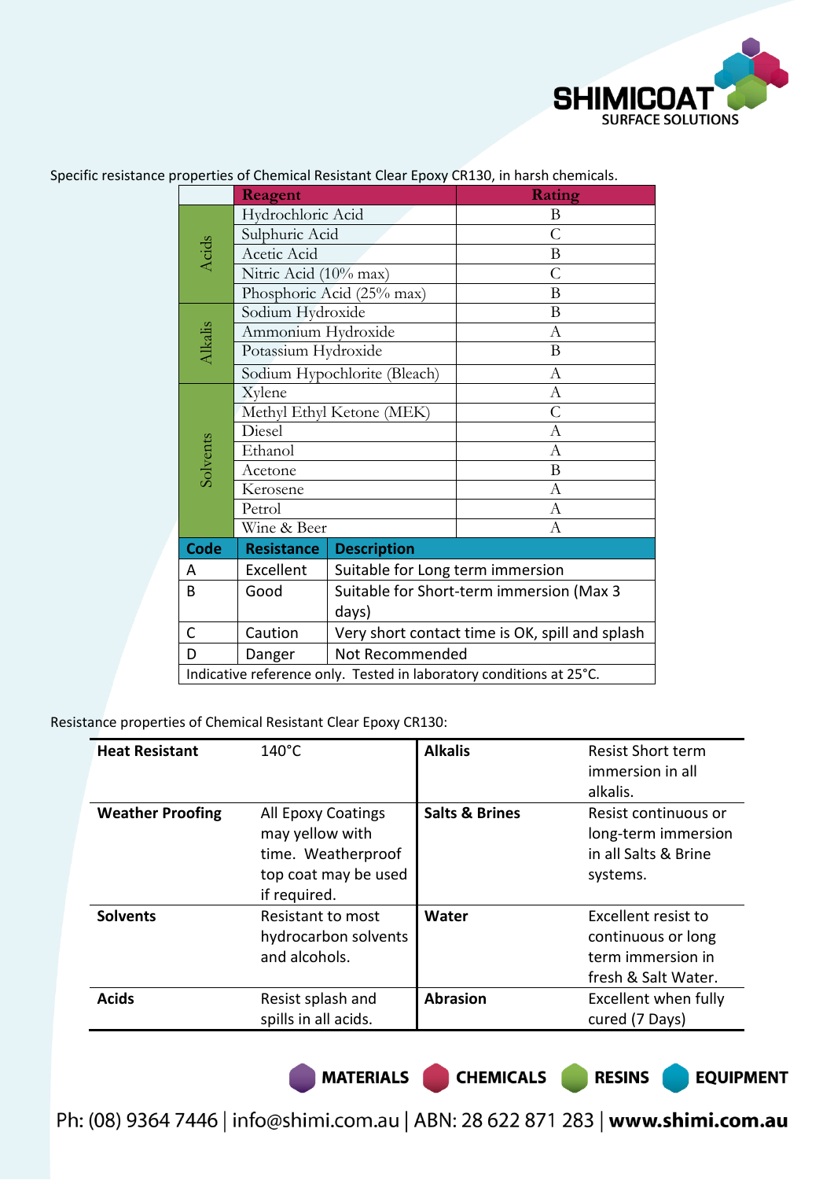Specific resistance properties of Chemical Resistant Clear Epoxy CR130, in harsh chemicals.

| | Reagent | Rating |
|---|---|---|
| Acids | Hydrochloric Acid | B |
| | Sulphuric Acid | C |
| | Acetic Acid | B |
| | Nitric Acid (10% max) | C |
| | Phosphoric Acid (25% max) | B |
| Alkalis | Sodium Hydroxide | B |
| | Ammonium Hydroxide | A |
| | Potassium Hydroxide | B |
| | Sodium Hypochlorite (Bleach) | A |
| Solvents | Xylene | A |
| | Methyl Ethyl Ketone (MEK) | C |
| | Diesel | A |
| | Ethanol | A |
| | Acetone | B |
| | Kerosene | A |
| | Petrol | A |
| | Wine & Beer | A |

| Code | Resistance | Description |
|---|---|---|
| A | Excellent | Suitable for Long term immersion |
| B | Good | Suitable for Short-term immersion (Max 3 days) |
| C | Caution | Very short contact time is OK, spill and splash |
| D | Danger | Not Recommended |

Indicative reference only. Tested in laboratory conditions at 25°C.

Resistance properties of Chemical Resistant Clear Epoxy CR130:

| | | | |
|---|---|---|---|
| **Heat Resistant** | 140°C | **Alkalis** | Resist Short term immersion in all alkalis. |
| **Weather Proofing** | All Epoxy Coatings may yellow with time. Weatherproof top coat may be used if required. | **Salts & Brines** | Resist continuous or long-term immersion in all Salts & Brine systems. |
| **Solvents** | Resistant to most hydrocarbon solvents and alcohols. | **Water** | Excellent resist to continuous or long term immersion in fresh & Salt Water. |
| **Acids** | Resist splash and spills in all acids. | **Abrasion** | Excellent when fully cured (7 Days) |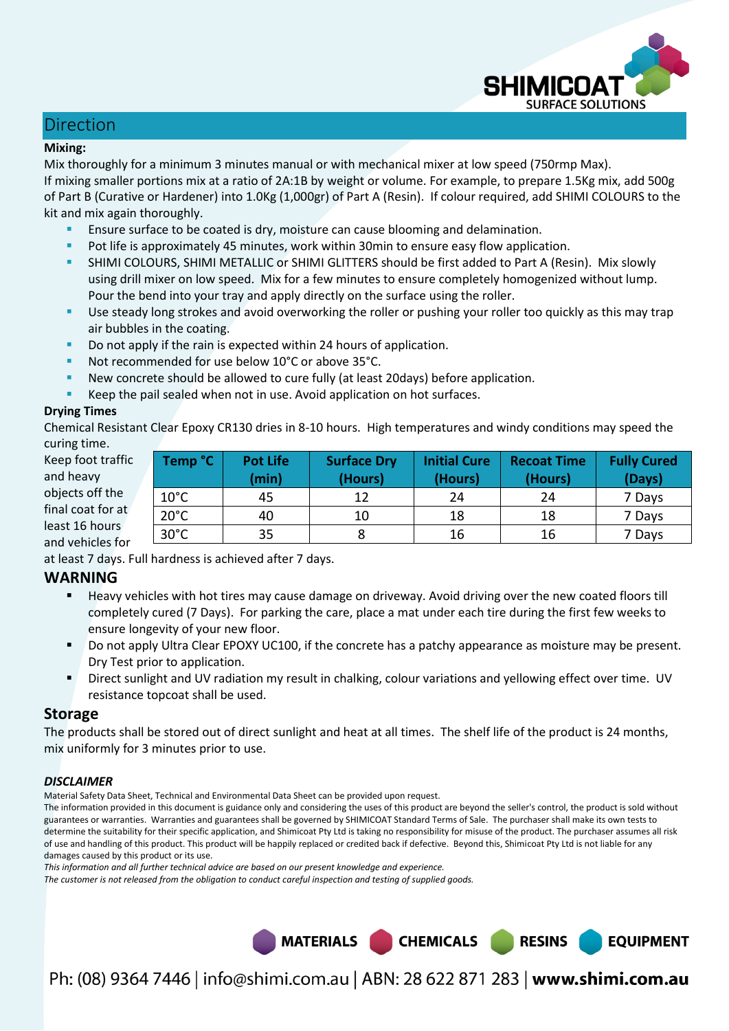## Direction

**Mixing:**

Mix thoroughly for a minimum 3 minutes manual or with mechanical mixer at low speed (750rmp Max).
If mixing smaller portions mix at a ratio of 2A:1B by weight or volume. For example, to prepare 1.5Kg mix, add 500g of Part B (Curative or Hardener) into 1.0Kg (1,000gr) of Part A (Resin). If colour required, add SHIMI COLOURS to the kit and mix again thoroughly.

- Ensure surface to be coated is dry, moisture can cause blooming and delamination.
- Pot life is approximately 45 minutes, work within 30min to ensure easy flow application.
- SHIMI COLOURS, SHIMI METALLIC or SHIMI GLITTERS should be first added to Part A (Resin). Mix slowly using drill mixer on low speed. Mix for a few minutes to ensure completely homogenized without lump. Pour the bend into your tray and apply directly on the surface using the roller.
- Use steady long strokes and avoid overworking the roller or pushing your roller too quickly as this may trap air bubbles in the coating.
- Do not apply if the rain is expected within 24 hours of application.
- Not recommended for use below 10°C or above 35°C.
- New concrete should be allowed to cure fully (at least 20days) before application.
- Keep the pail sealed when not in use. Avoid application on hot surfaces.

**Drying Times**

Chemical Resistant Clear Epoxy CR130 dries in 8-10 hours. High temperatures and windy conditions may speed the curing time.

| Temp °C | Pot Life (min) | Surface Dry (Hours) | Initial Cure (Hours) | Recoat Time (Hours) | Fully Cured (Days) |
|---|---|---|---|---|---|
| 10°C | 45 | 12 | 24 | 24 | 7 Days |
| 20°C | 40 | 10 | 18 | 18 | 7 Days |
| 30°C | 35 | 8 | 16 | 16 | 7 Days |

Keep foot traffic and heavy objects off the final coat for at least 16 hours and vehicles for at least 7 days. Full hardness is achieved after 7 days.

## WARNING

- Heavy vehicles with hot tires may cause damage on driveway. Avoid driving over the new coated floors till completely cured (7 Days). For parking the care, place a mat under each tire during the first few weeks to ensure longevity of your new floor.
- Do not apply Ultra Clear EPOXY UC100, if the concrete has a patchy appearance as moisture may be present. Dry Test prior to application.
- Direct sunlight and UV radiation my result in chalking, colour variations and yellowing effect over time. UV resistance topcoat shall be used.

## Storage

The products shall be stored out of direct sunlight and heat at all times. The shelf life of the product is 24 months, mix uniformly for 3 minutes prior to use.

***DISCLAIMER***

Material Safety Data Sheet, Technical and Environmental Data Sheet can be provided upon request.
The information provided in this document is guidance only and considering the uses of this product are beyond the seller's control, the product is sold without guarantees or warranties. Warranties and guarantees shall be governed by SHIMICOAT Standard Terms of Sale. The purchaser shall make its own tests to determine the suitability for their specific application, and Shimicoat Pty Ltd is taking no responsibility for misuse of the product. The purchaser assumes all risk of use and handling of this product. This product will be happily replaced or credited back if defective. Beyond this, Shimicoat Pty Ltd is not liable for any damages caused by this product or its use.
*This information and all further technical advice are based on our present knowledge and experience.*
*The customer is not released from the obligation to conduct careful inspection and testing of supplied goods.*

MATERIALS CHEMICALS RESINS EQUIPMENT

Ph: (08) 9364 7446 | info@shimi.com.au | ABN: 28 622 871 283 | **www.shimi.com.au**